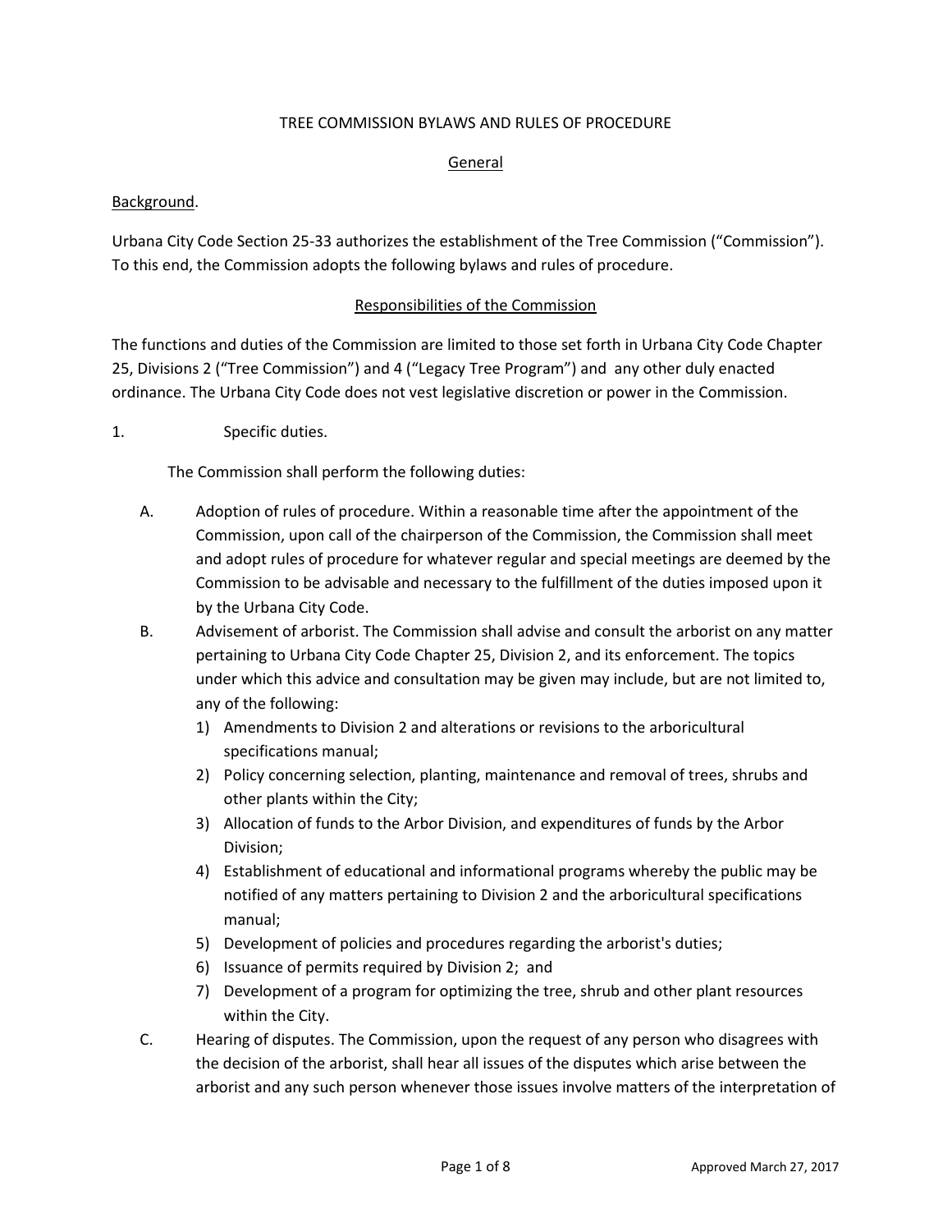# TREE COMMISSION BYLAWS AND RULES OF PROCEDURE

## General

Background.

Urbana City Code Section 25-33 authorizes the establishment of the Tree Commission ("Commission"). To this end, the Commission adopts the following bylaws and rules of procedure.

## Responsibilities of the Commission

The functions and duties of the Commission are limited to those set forth in Urbana City Code Chapter 25, Divisions 2 ("Tree Commission") and 4 ("Legacy Tree Program") and any other duly enacted ordinance. The Urbana City Code does not vest legislative discretion or power in the Commission.

1. Specific duties.

   The Commission shall perform the following duties:

   A. Adoption of rules of procedure. Within a reasonable time after the appointment of the Commission, upon call of the chairperson of the Commission, the Commission shall meet and adopt rules of procedure for whatever regular and special meetings are deemed by the Commission to be advisable and necessary to the fulfillment of the duties imposed upon it by the Urbana City Code.

   B. Advisement of arborist. The Commission shall advise and consult the arborist on any matter pertaining to Urbana City Code Chapter 25, Division 2, and its enforcement. The topics under which this advice and consultation may be given may include, but are not limited to, any of the following:

      1) Amendments to Division 2 and alterations or revisions to the arboricultural specifications manual;
      2) Policy concerning selection, planting, maintenance and removal of trees, shrubs and other plants within the City;
      3) Allocation of funds to the Arbor Division, and expenditures of funds by the Arbor Division;
      4) Establishment of educational and informational programs whereby the public may be notified of any matters pertaining to Division 2 and the arboricultural specifications manual;
      5) Development of policies and procedures regarding the arborist's duties;
      6) Issuance of permits required by Division 2; and
      7) Development of a program for optimizing the tree, shrub and other plant resources within the City.

   C. Hearing of disputes. The Commission, upon the request of any person who disagrees with the decision of the arborist, shall hear all issues of the disputes which arise between the arborist and any such person whenever those issues involve matters of the interpretation of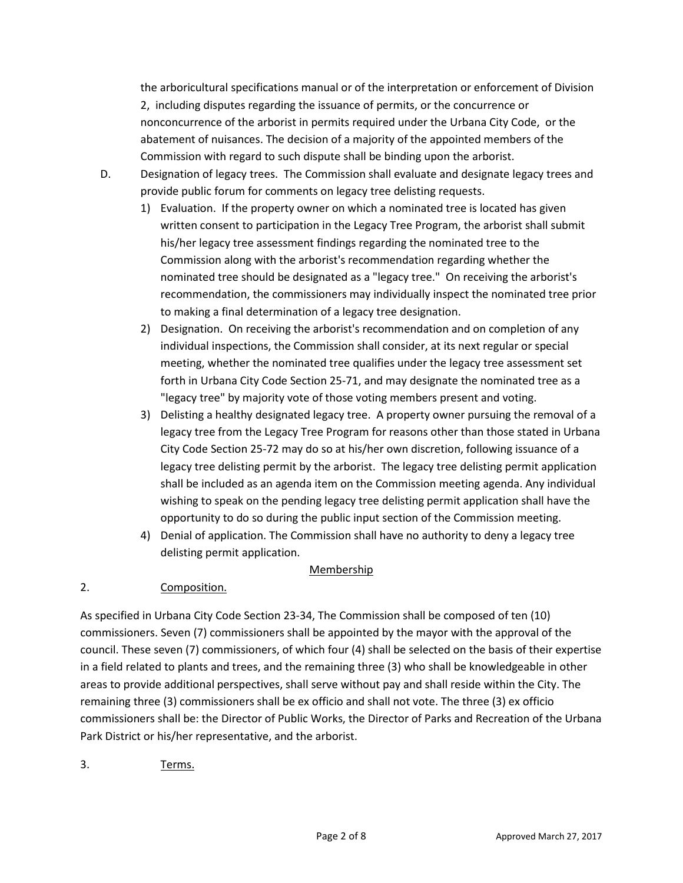the arboricultural specifications manual or of the interpretation or enforcement of Division 2, including disputes regarding the issuance of permits, or the concurrence or nonconcurrence of the arborist in permits required under the Urbana City Code, or the abatement of nuisances. The decision of a majority of the appointed members of the Commission with regard to such dispute shall be binding upon the arborist.

D. Designation of legacy trees. The Commission shall evaluate and designate legacy trees and provide public forum for comments on legacy tree delisting requests.

1) Evaluation. If the property owner on which a nominated tree is located has given written consent to participation in the Legacy Tree Program, the arborist shall submit his/her legacy tree assessment findings regarding the nominated tree to the Commission along with the arborist's recommendation regarding whether the nominated tree should be designated as a "legacy tree." On receiving the arborist's recommendation, the commissioners may individually inspect the nominated tree prior to making a final determination of a legacy tree designation.
2) Designation. On receiving the arborist's recommendation and on completion of any individual inspections, the Commission shall consider, at its next regular or special meeting, whether the nominated tree qualifies under the legacy tree assessment set forth in Urbana City Code Section 25-71, and may designate the nominated tree as a "legacy tree" by majority vote of those voting members present and voting.
3) Delisting a healthy designated legacy tree. A property owner pursuing the removal of a legacy tree from the Legacy Tree Program for reasons other than those stated in Urbana City Code Section 25-72 may do so at his/her own discretion, following issuance of a legacy tree delisting permit by the arborist. The legacy tree delisting permit application shall be included as an agenda item on the Commission meeting agenda. Any individual wishing to speak on the pending legacy tree delisting permit application shall have the opportunity to do so during the public input section of the Commission meeting.
4) Denial of application. The Commission shall have no authority to deny a legacy tree delisting permit application.

## Membership

2. Composition.

As specified in Urbana City Code Section 23-34, The Commission shall be composed of ten (10) commissioners. Seven (7) commissioners shall be appointed by the mayor with the approval of the council. These seven (7) commissioners, of which four (4) shall be selected on the basis of their expertise in a field related to plants and trees, and the remaining three (3) who shall be knowledgeable in other areas to provide additional perspectives, shall serve without pay and shall reside within the City. The remaining three (3) commissioners shall be ex officio and shall not vote. The three (3) ex officio commissioners shall be: the Director of Public Works, the Director of Parks and Recreation of the Urbana Park District or his/her representative, and the arborist.

3. Terms.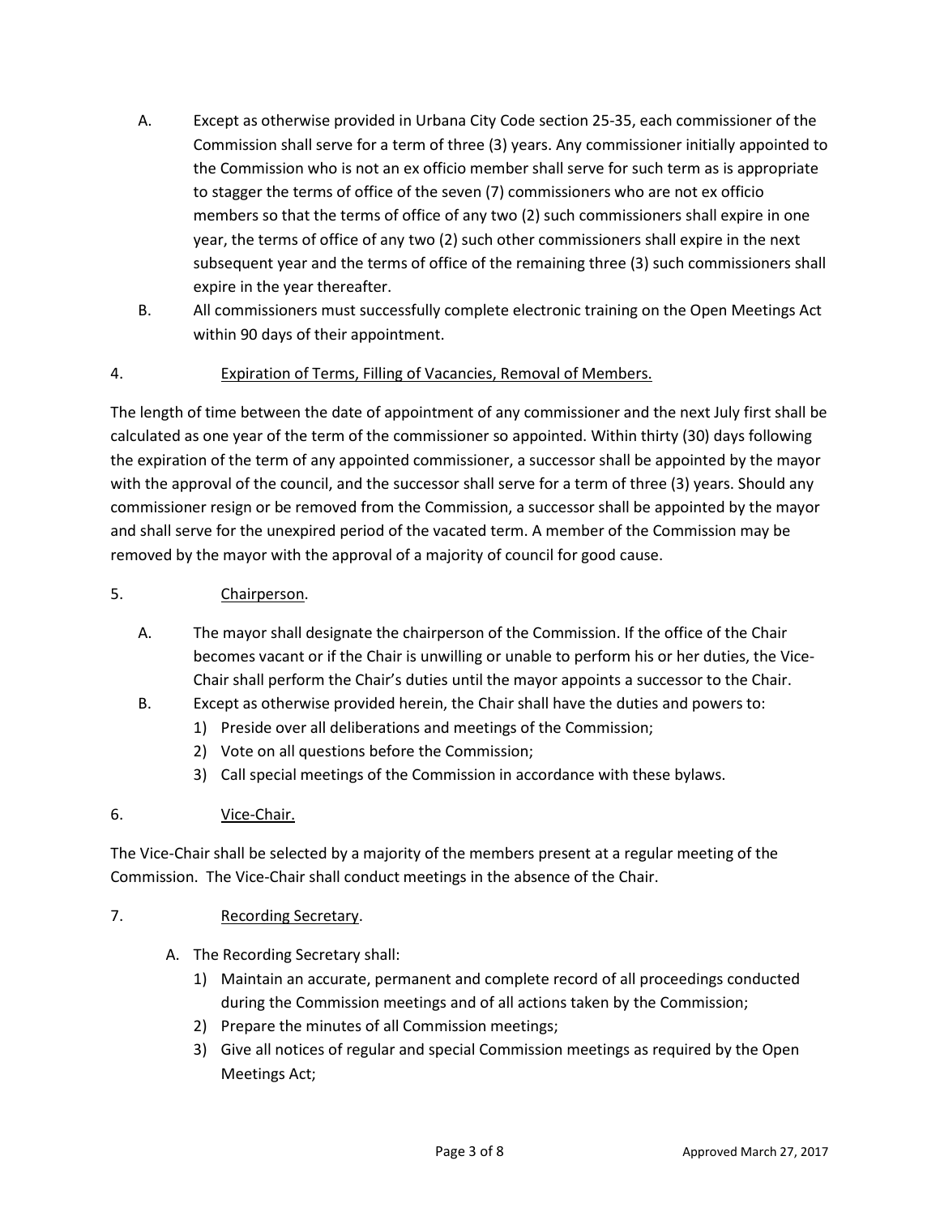A. Except as otherwise provided in Urbana City Code section 25-35, each commissioner of the Commission shall serve for a term of three (3) years. Any commissioner initially appointed to the Commission who is not an ex officio member shall serve for such term as is appropriate to stagger the terms of office of the seven (7) commissioners who are not ex officio members so that the terms of office of any two (2) such commissioners shall expire in one year, the terms of office of any two (2) such other commissioners shall expire in the next subsequent year and the terms of office of the remaining three (3) such commissioners shall expire in the year thereafter.

B. All commissioners must successfully complete electronic training on the Open Meetings Act within 90 days of their appointment.

4. <u>Expiration of Terms, Filling of Vacancies, Removal of Members.</u>

The length of time between the date of appointment of any commissioner and the next July first shall be calculated as one year of the term of the commissioner so appointed. Within thirty (30) days following the expiration of the term of any appointed commissioner, a successor shall be appointed by the mayor with the approval of the council, and the successor shall serve for a term of three (3) years. Should any commissioner resign or be removed from the Commission, a successor shall be appointed by the mayor and shall serve for the unexpired period of the vacated term. A member of the Commission may be removed by the mayor with the approval of a majority of council for good cause.

5. <u>Chairperson</u>.

A. The mayor shall designate the chairperson of the Commission. If the office of the Chair becomes vacant or if the Chair is unwilling or unable to perform his or her duties, the Vice-Chair shall perform the Chair's duties until the mayor appoints a successor to the Chair.

B. Except as otherwise provided herein, the Chair shall have the duties and powers to:
   1) Preside over all deliberations and meetings of the Commission;
   2) Vote on all questions before the Commission;
   3) Call special meetings of the Commission in accordance with these bylaws.

6. <u>Vice-Chair.</u>

The Vice-Chair shall be selected by a majority of the members present at a regular meeting of the Commission. The Vice-Chair shall conduct meetings in the absence of the Chair.

7. <u>Recording Secretary</u>.

A. The Recording Secretary shall:
   1) Maintain an accurate, permanent and complete record of all proceedings conducted during the Commission meetings and of all actions taken by the Commission;
   2) Prepare the minutes of all Commission meetings;
   3) Give all notices of regular and special Commission meetings as required by the Open Meetings Act;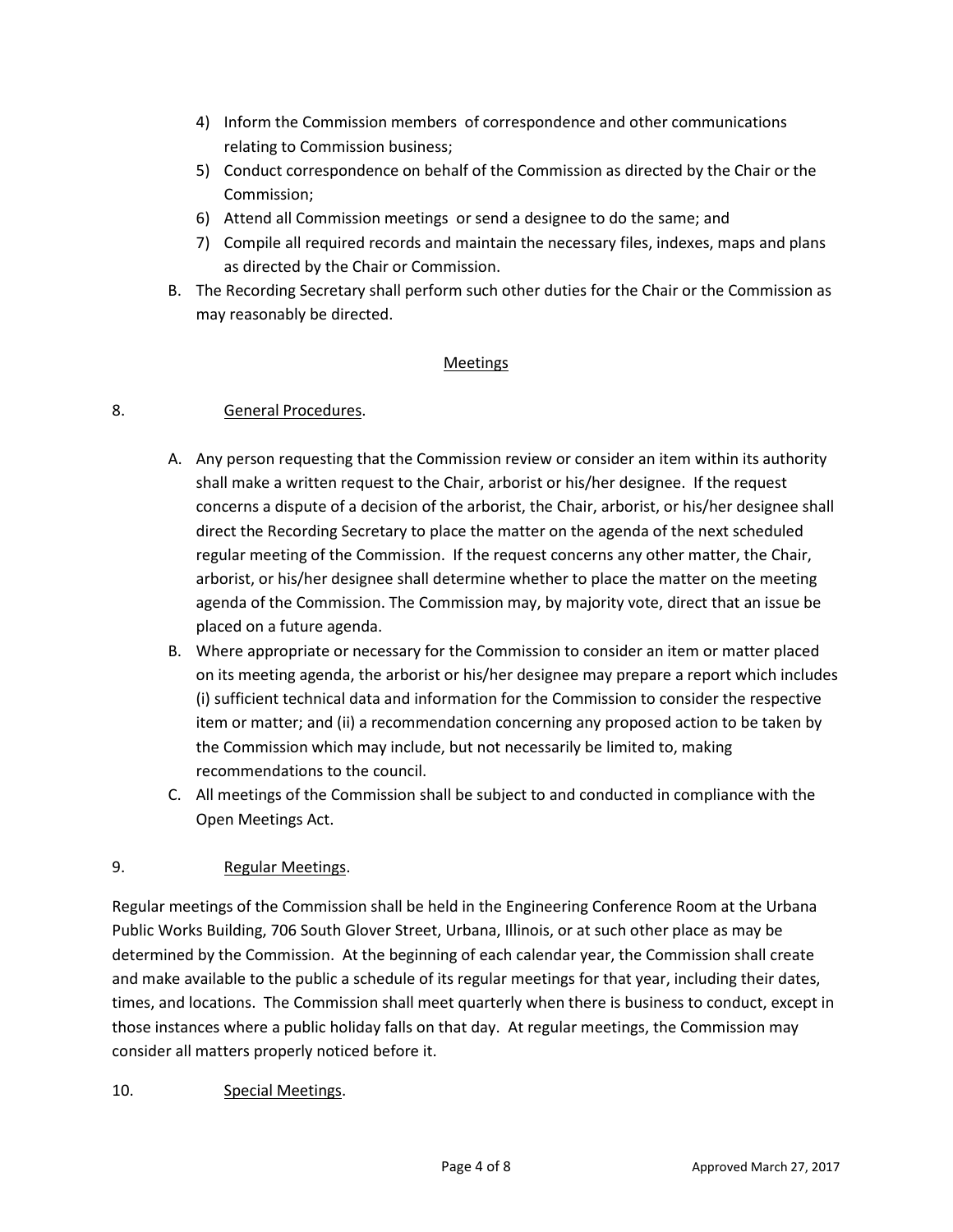4) Inform the Commission members of correspondence and other communications relating to Commission business;
5) Conduct correspondence on behalf of the Commission as directed by the Chair or the Commission;
6) Attend all Commission meetings or send a designee to do the same; and
7) Compile all required records and maintain the necessary files, indexes, maps and plans as directed by the Chair or Commission.

B. The Recording Secretary shall perform such other duties for the Chair or the Commission as may reasonably be directed.

## Meetings

8. General Procedures.

A. Any person requesting that the Commission review or consider an item within its authority shall make a written request to the Chair, arborist or his/her designee. If the request concerns a dispute of a decision of the arborist, the Chair, arborist, or his/her designee shall direct the Recording Secretary to place the matter on the agenda of the next scheduled regular meeting of the Commission. If the request concerns any other matter, the Chair, arborist, or his/her designee shall determine whether to place the matter on the meeting agenda of the Commission. The Commission may, by majority vote, direct that an issue be placed on a future agenda.

B. Where appropriate or necessary for the Commission to consider an item or matter placed on its meeting agenda, the arborist or his/her designee may prepare a report which includes (i) sufficient technical data and information for the Commission to consider the respective item or matter; and (ii) a recommendation concerning any proposed action to be taken by the Commission which may include, but not necessarily be limited to, making recommendations to the council.

C. All meetings of the Commission shall be subject to and conducted in compliance with the Open Meetings Act.

9. Regular Meetings.

Regular meetings of the Commission shall be held in the Engineering Conference Room at the Urbana Public Works Building, 706 South Glover Street, Urbana, Illinois, or at such other place as may be determined by the Commission. At the beginning of each calendar year, the Commission shall create and make available to the public a schedule of its regular meetings for that year, including their dates, times, and locations. The Commission shall meet quarterly when there is business to conduct, except in those instances where a public holiday falls on that day. At regular meetings, the Commission may consider all matters properly noticed before it.

10. Special Meetings.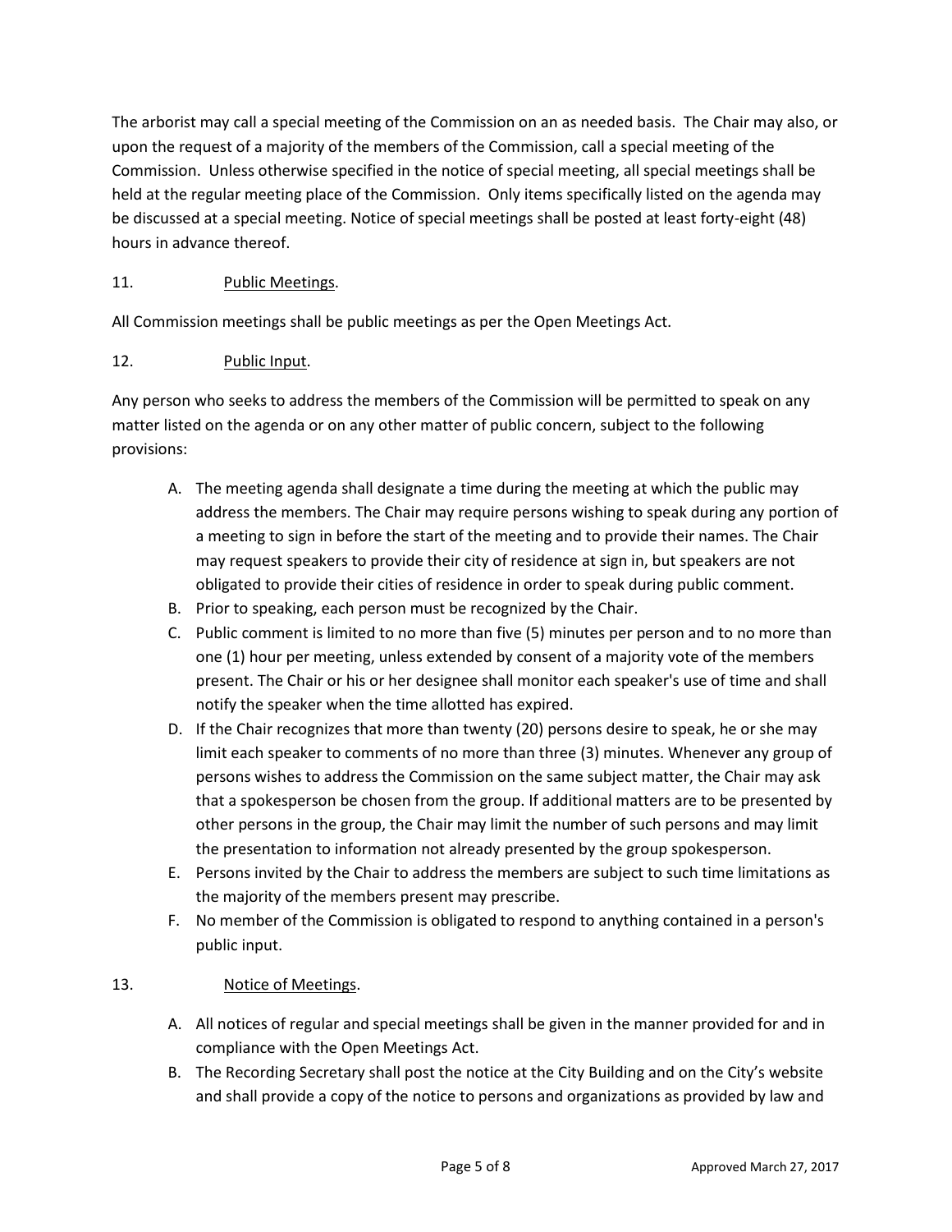The arborist may call a special meeting of the Commission on an as needed basis. The Chair may also, or upon the request of a majority of the members of the Commission, call a special meeting of the Commission. Unless otherwise specified in the notice of special meeting, all special meetings shall be held at the regular meeting place of the Commission. Only items specifically listed on the agenda may be discussed at a special meeting. Notice of special meetings shall be posted at least forty-eight (48) hours in advance thereof.

11. <u>Public Meetings</u>.

All Commission meetings shall be public meetings as per the Open Meetings Act.

12. <u>Public Input</u>.

Any person who seeks to address the members of the Commission will be permitted to speak on any matter listed on the agenda or on any other matter of public concern, subject to the following provisions:

A. The meeting agenda shall designate a time during the meeting at which the public may address the members. The Chair may require persons wishing to speak during any portion of a meeting to sign in before the start of the meeting and to provide their names. The Chair may request speakers to provide their city of residence at sign in, but speakers are not obligated to provide their cities of residence in order to speak during public comment.

B. Prior to speaking, each person must be recognized by the Chair.

C. Public comment is limited to no more than five (5) minutes per person and to no more than one (1) hour per meeting, unless extended by consent of a majority vote of the members present. The Chair or his or her designee shall monitor each speaker's use of time and shall notify the speaker when the time allotted has expired.

D. If the Chair recognizes that more than twenty (20) persons desire to speak, he or she may limit each speaker to comments of no more than three (3) minutes. Whenever any group of persons wishes to address the Commission on the same subject matter, the Chair may ask that a spokesperson be chosen from the group. If additional matters are to be presented by other persons in the group, the Chair may limit the number of such persons and may limit the presentation to information not already presented by the group spokesperson.

E. Persons invited by the Chair to address the members are subject to such time limitations as the majority of the members present may prescribe.

F. No member of the Commission is obligated to respond to anything contained in a person's public input.

13. <u>Notice of Meetings</u>.

A. All notices of regular and special meetings shall be given in the manner provided for and in compliance with the Open Meetings Act.

B. The Recording Secretary shall post the notice at the City Building and on the City's website and shall provide a copy of the notice to persons and organizations as provided by law and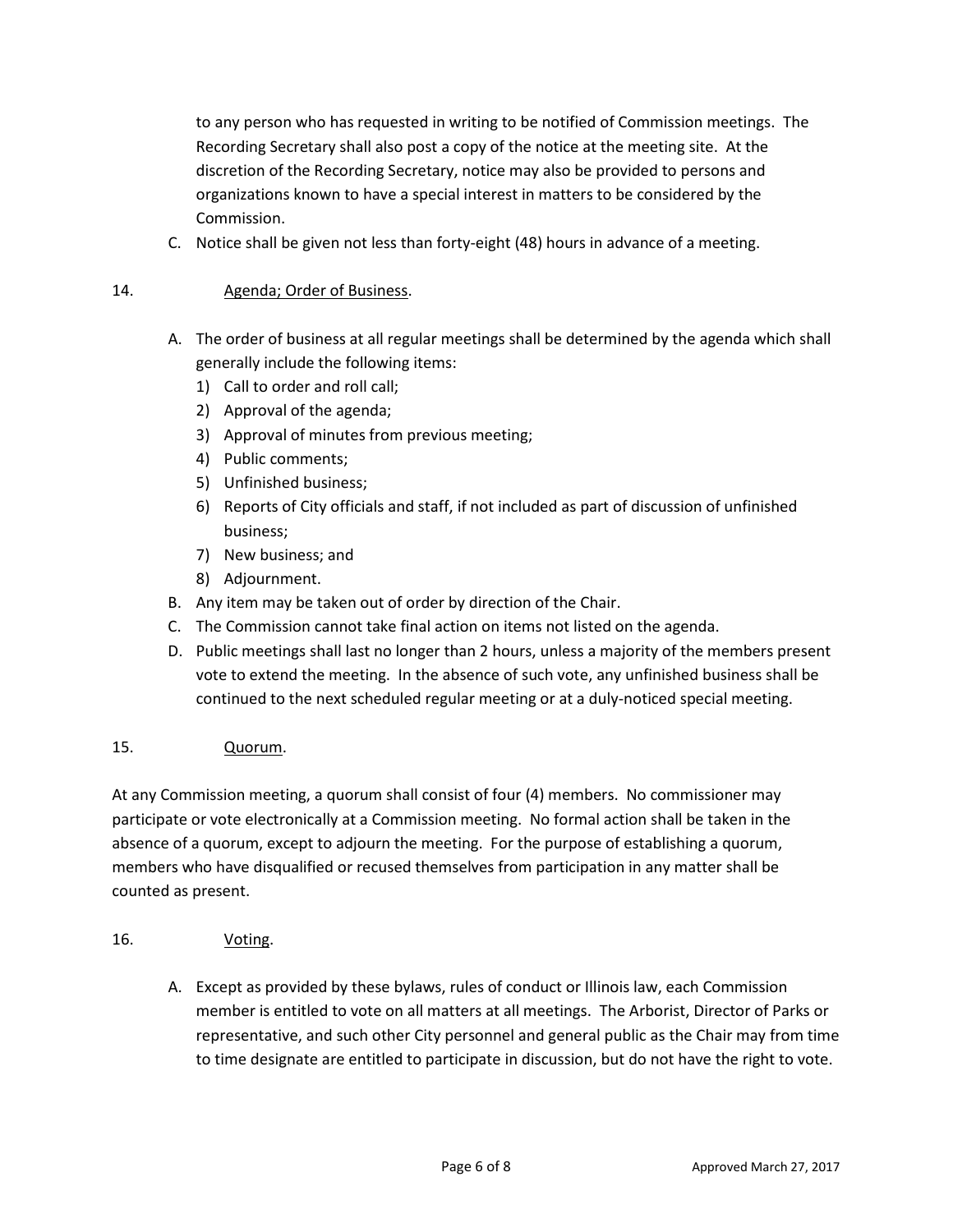to any person who has requested in writing to be notified of Commission meetings. The Recording Secretary shall also post a copy of the notice at the meeting site. At the discretion of the Recording Secretary, notice may also be provided to persons and organizations known to have a special interest in matters to be considered by the Commission.

C. Notice shall be given not less than forty-eight (48) hours in advance of a meeting.

14. Agenda; Order of Business.

A. The order of business at all regular meetings shall be determined by the agenda which shall generally include the following items:
   1) Call to order and roll call;
   2) Approval of the agenda;
   3) Approval of minutes from previous meeting;
   4) Public comments;
   5) Unfinished business;
   6) Reports of City officials and staff, if not included as part of discussion of unfinished business;
   7) New business; and
   8) Adjournment.

B. Any item may be taken out of order by direction of the Chair.

C. The Commission cannot take final action on items not listed on the agenda.

D. Public meetings shall last no longer than 2 hours, unless a majority of the members present vote to extend the meeting. In the absence of such vote, any unfinished business shall be continued to the next scheduled regular meeting or at a duly-noticed special meeting.

15. Quorum.

At any Commission meeting, a quorum shall consist of four (4) members. No commissioner may participate or vote electronically at a Commission meeting. No formal action shall be taken in the absence of a quorum, except to adjourn the meeting. For the purpose of establishing a quorum, members who have disqualified or recused themselves from participation in any matter shall be counted as present.

16. Voting.

A. Except as provided by these bylaws, rules of conduct or Illinois law, each Commission member is entitled to vote on all matters at all meetings. The Arborist, Director of Parks or representative, and such other City personnel and general public as the Chair may from time to time designate are entitled to participate in discussion, but do not have the right to vote.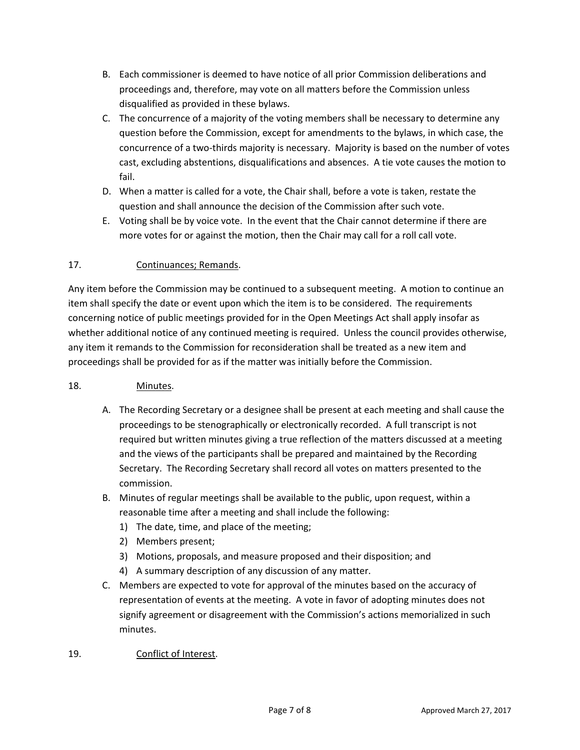B. Each commissioner is deemed to have notice of all prior Commission deliberations and proceedings and, therefore, may vote on all matters before the Commission unless disqualified as provided in these bylaws.
C. The concurrence of a majority of the voting members shall be necessary to determine any question before the Commission, except for amendments to the bylaws, in which case, the concurrence of a two-thirds majority is necessary. Majority is based on the number of votes cast, excluding abstentions, disqualifications and absences. A tie vote causes the motion to fail.
D. When a matter is called for a vote, the Chair shall, before a vote is taken, restate the question and shall announce the decision of the Commission after such vote.
E. Voting shall be by voice vote. In the event that the Chair cannot determine if there are more votes for or against the motion, then the Chair may call for a roll call vote.

17. Continuances; Remands.

Any item before the Commission may be continued to a subsequent meeting. A motion to continue an item shall specify the date or event upon which the item is to be considered. The requirements concerning notice of public meetings provided for in the Open Meetings Act shall apply insofar as whether additional notice of any continued meeting is required. Unless the council provides otherwise, any item it remands to the Commission for reconsideration shall be treated as a new item and proceedings shall be provided for as if the matter was initially before the Commission.

18. Minutes.

A. The Recording Secretary or a designee shall be present at each meeting and shall cause the proceedings to be stenographically or electronically recorded. A full transcript is not required but written minutes giving a true reflection of the matters discussed at a meeting and the views of the participants shall be prepared and maintained by the Recording Secretary. The Recording Secretary shall record all votes on matters presented to the commission.
B. Minutes of regular meetings shall be available to the public, upon request, within a reasonable time after a meeting and shall include the following:
   1) The date, time, and place of the meeting;
   2) Members present;
   3) Motions, proposals, and measure proposed and their disposition; and
   4) A summary description of any discussion of any matter.
C. Members are expected to vote for approval of the minutes based on the accuracy of representation of events at the meeting. A vote in favor of adopting minutes does not signify agreement or disagreement with the Commission's actions memorialized in such minutes.

19. Conflict of Interest.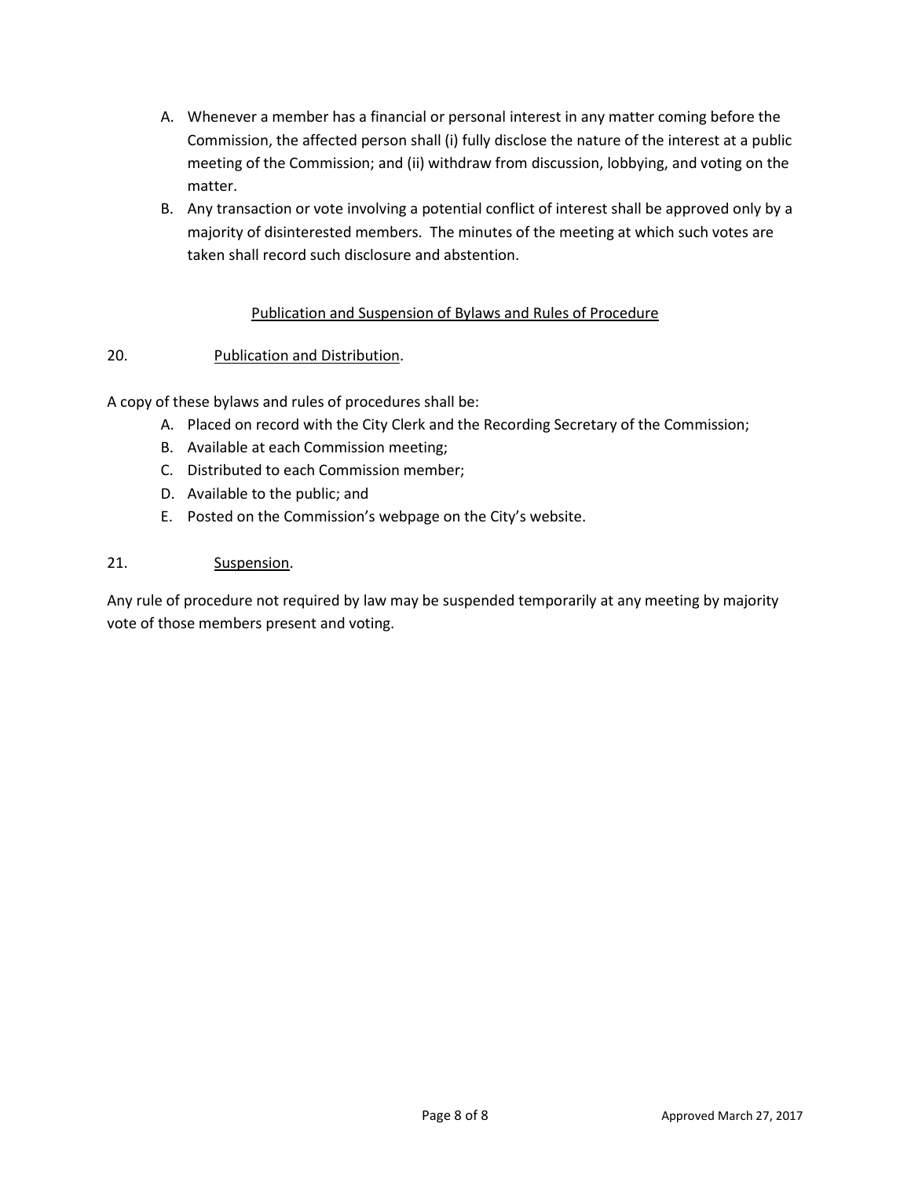A. Whenever a member has a financial or personal interest in any matter coming before the Commission, the affected person shall (i) fully disclose the nature of the interest at a public meeting of the Commission; and (ii) withdraw from discussion, lobbying, and voting on the matter.

B. Any transaction or vote involving a potential conflict of interest shall be approved only by a majority of disinterested members. The minutes of the meeting at which such votes are taken shall record such disclosure and abstention.

## Publication and Suspension of Bylaws and Rules of Procedure

20. Publication and Distribution.

A copy of these bylaws and rules of procedures shall be:

A. Placed on record with the City Clerk and the Recording Secretary of the Commission;
B. Available at each Commission meeting;
C. Distributed to each Commission member;
D. Available to the public; and
E. Posted on the Commission's webpage on the City's website.

21. Suspension.

Any rule of procedure not required by law may be suspended temporarily at any meeting by majority vote of those members present and voting.